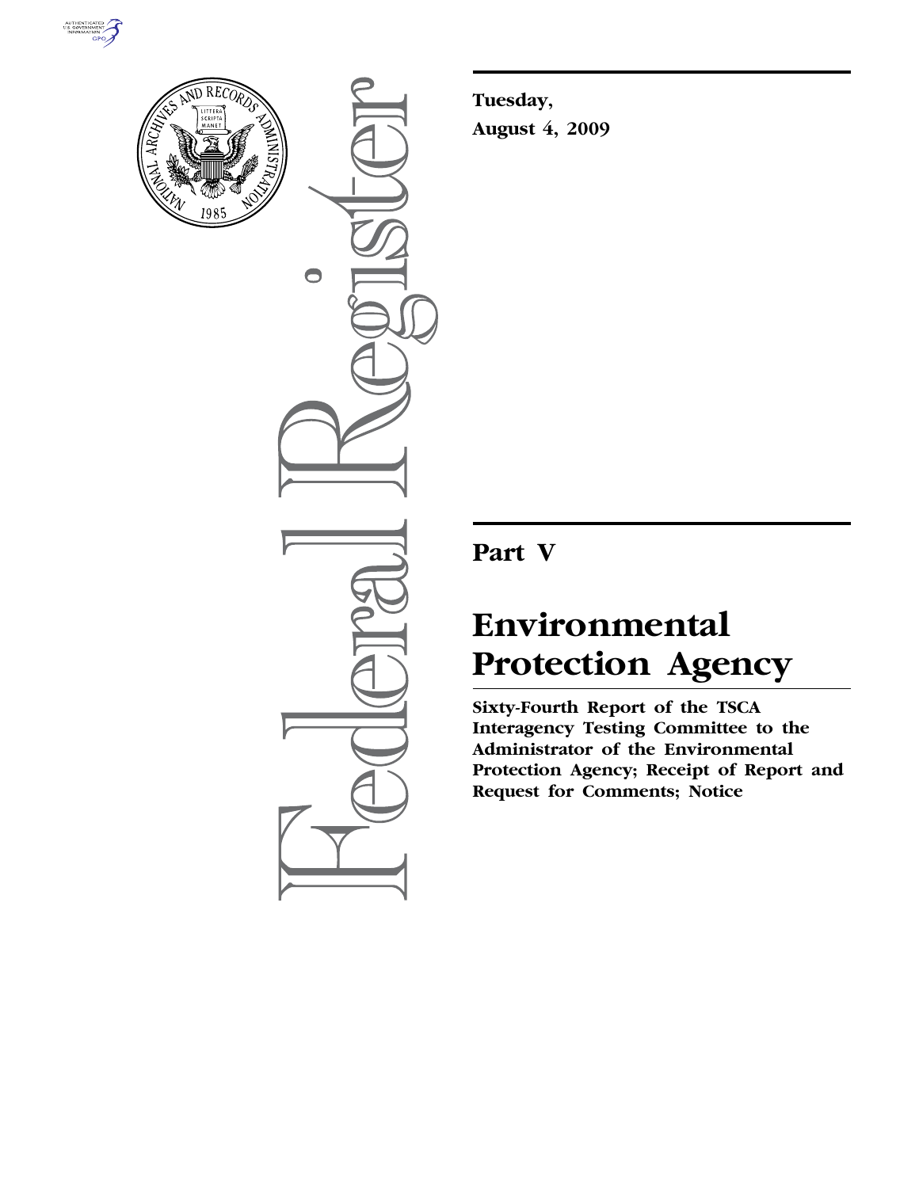**Tuesday,**

**August 4, 2009**

---

# Part V

# Environmental Protection Agency

**Sixty-Fourth Report of the TSCA Interagency Testing Committee to the Administrator of the Environmental Protection Agency; Receipt of Report and Request for Comments; Notice**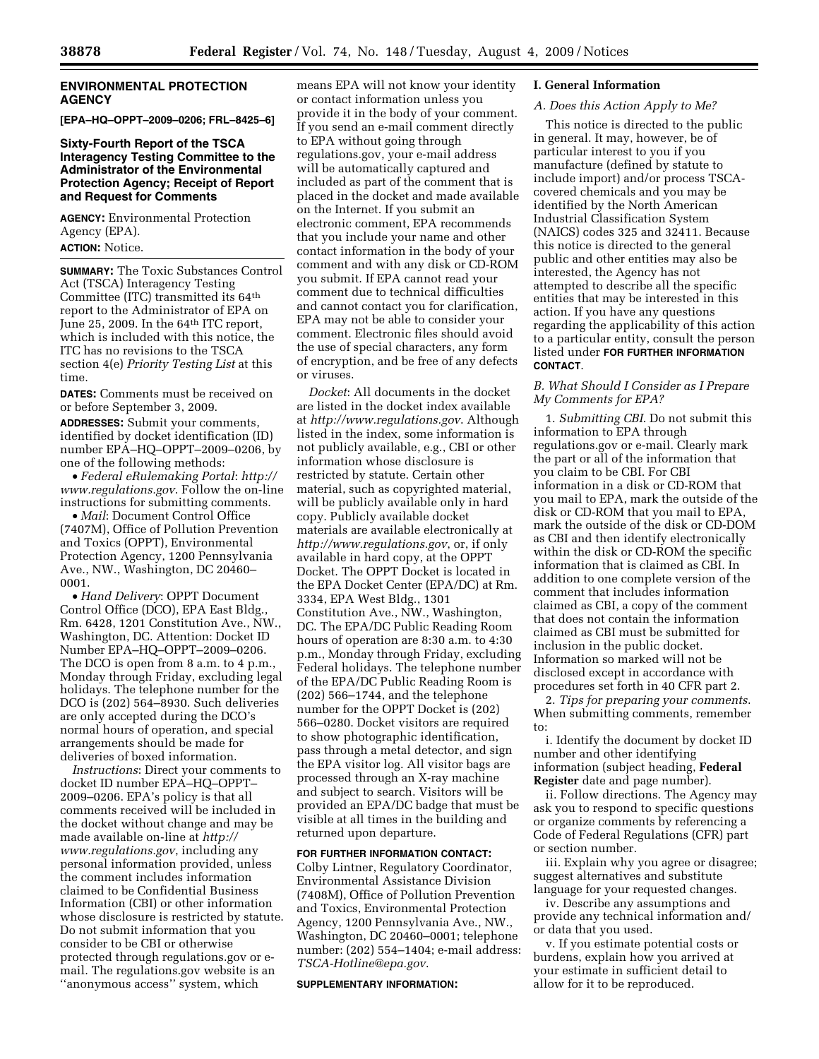## ENVIRONMENTAL PROTECTION AGENCY

**[EPA–HQ–OPPT–2009–0206; FRL–8425–6]**

### Sixty-Fourth Report of the TSCA Interagency Testing Committee to the Administrator of the Environmental Protection Agency; Receipt of Report and Request for Comments

**AGENCY:** Environmental Protection Agency (EPA).

**ACTION:** Notice.

**SUMMARY:** The Toxic Substances Control Act (TSCA) Interagency Testing Committee (ITC) transmitted its 64th report to the Administrator of EPA on June 25, 2009. In the 64th ITC report, which is included with this notice, the ITC has no revisions to the TSCA section 4(e) *Priority Testing List* at this time.

**DATES:** Comments must be received on or before September 3, 2009.

**ADDRESSES:** Submit your comments, identified by docket identification (ID) number EPA–HQ–OPPT–2009–0206, by one of the following methods:

- *Federal eRulemaking Portal*: *http://www.regulations.gov*. Follow the on-line instructions for submitting comments.
- *Mail*: Document Control Office (7407M), Office of Pollution Prevention and Toxics (OPPT), Environmental Protection Agency, 1200 Pennsylvania Ave., NW., Washington, DC 20460–0001.
- *Hand Delivery*: OPPT Document Control Office (DCO), EPA East Bldg., Rm. 6428, 1201 Constitution Ave., NW., Washington, DC. Attention: Docket ID Number EPA–HQ–OPPT–2009–0206. The DCO is open from 8 a.m. to 4 p.m., Monday through Friday, excluding legal holidays. The telephone number for the DCO is (202) 564–8930. Such deliveries are only accepted during the DCO's normal hours of operation, and special arrangements should be made for deliveries of boxed information.

*Instructions*: Direct your comments to docket ID number EPA–HQ–OPPT–2009–0206. EPA's policy is that all comments received will be included in the docket without change and may be made available on-line at *http://www.regulations.gov*, including any personal information provided, unless the comment includes information claimed to be Confidential Business Information (CBI) or other information whose disclosure is restricted by statute. Do not submit information that you consider to be CBI or otherwise protected through regulations.gov or e-mail. The regulations.gov website is an ''anonymous access'' system, which means EPA will not know your identity or contact information unless you provide it in the body of your comment. If you send an e-mail comment directly to EPA without going through regulations.gov, your e-mail address will be automatically captured and included as part of the comment that is placed in the docket and made available on the Internet. If you submit an electronic comment, EPA recommends that you include your name and other contact information in the body of your comment and with any disk or CD-ROM you submit. If EPA cannot read your comment due to technical difficulties and cannot contact you for clarification, EPA may not be able to consider your comment. Electronic files should avoid the use of special characters, any form of encryption, and be free of any defects or viruses.

*Docket*: All documents in the docket are listed in the docket index available at *http://www.regulations.gov*. Although listed in the index, some information is not publicly available, e.g., CBI or other information whose disclosure is restricted by statute. Certain other material, such as copyrighted material, will be publicly available only in hard copy. Publicly available docket materials are available electronically at *http://www.regulations.gov*, or, if only available in hard copy, at the OPPT Docket. The OPPT Docket is located in the EPA Docket Center (EPA/DC) at Rm. 3334, EPA West Bldg., 1301 Constitution Ave., NW., Washington, DC. The EPA/DC Public Reading Room hours of operation are 8:30 a.m. to 4:30 p.m., Monday through Friday, excluding Federal holidays. The telephone number of the EPA/DC Public Reading Room is (202) 566–1744, and the telephone number for the OPPT Docket is (202) 566–0280. Docket visitors are required to show photographic identification, pass through a metal detector, and sign the EPA visitor log. All visitor bags are processed through an X-ray machine and subject to search. Visitors will be provided an EPA/DC badge that must be visible at all times in the building and returned upon departure.

**FOR FURTHER INFORMATION CONTACT:** Colby Lintner, Regulatory Coordinator, Environmental Assistance Division (7408M), Office of Pollution Prevention and Toxics, Environmental Protection Agency, 1200 Pennsylvania Ave., NW., Washington, DC 20460–0001; telephone number: (202) 554–1404; e-mail address: *TSCA-Hotline@epa.gov*.

**SUPPLEMENTARY INFORMATION:**

### I. General Information

#### *A. Does this Action Apply to Me?*

This notice is directed to the public in general. It may, however, be of particular interest to you if you manufacture (defined by statute to include import) and/or process TSCA-covered chemicals and you may be identified by the North American Industrial Classification System (NAICS) codes 325 and 32411. Because this notice is directed to the general public and other entities may also be interested, the Agency has not attempted to describe all the specific entities that may be interested in this action. If you have any questions regarding the applicability of this action to a particular entity, consult the person listed under **FOR FURTHER INFORMATION CONTACT**.

#### *B. What Should I Consider as I Prepare My Comments for EPA?*

1. *Submitting CBI*. Do not submit this information to EPA through regulations.gov or e-mail. Clearly mark the part or all of the information that you claim to be CBI. For CBI information in a disk or CD-ROM that you mail to EPA, mark the outside of the disk or CD-ROM that you mail to EPA, mark the outside of the disk or CD-DOM as CBI and then identify electronically within the disk or CD-ROM the specific information that is claimed as CBI. In addition to one complete version of the comment that includes information claimed as CBI, a copy of the comment that does not contain the information claimed as CBI must be submitted for inclusion in the public docket. Information so marked will not be disclosed except in accordance with procedures set forth in 40 CFR part 2.

2. *Tips for preparing your comments*. When submitting comments, remember to:

i. Identify the document by docket ID number and other identifying information (subject heading, **Federal Register** date and page number).

ii. Follow directions. The Agency may ask you to respond to specific questions or organize comments by referencing a Code of Federal Regulations (CFR) part or section number.

iii. Explain why you agree or disagree; suggest alternatives and substitute language for your requested changes.

iv. Describe any assumptions and provide any technical information and/or data that you used.

v. If you estimate potential costs or burdens, explain how you arrived at your estimate in sufficient detail to allow for it to be reproduced.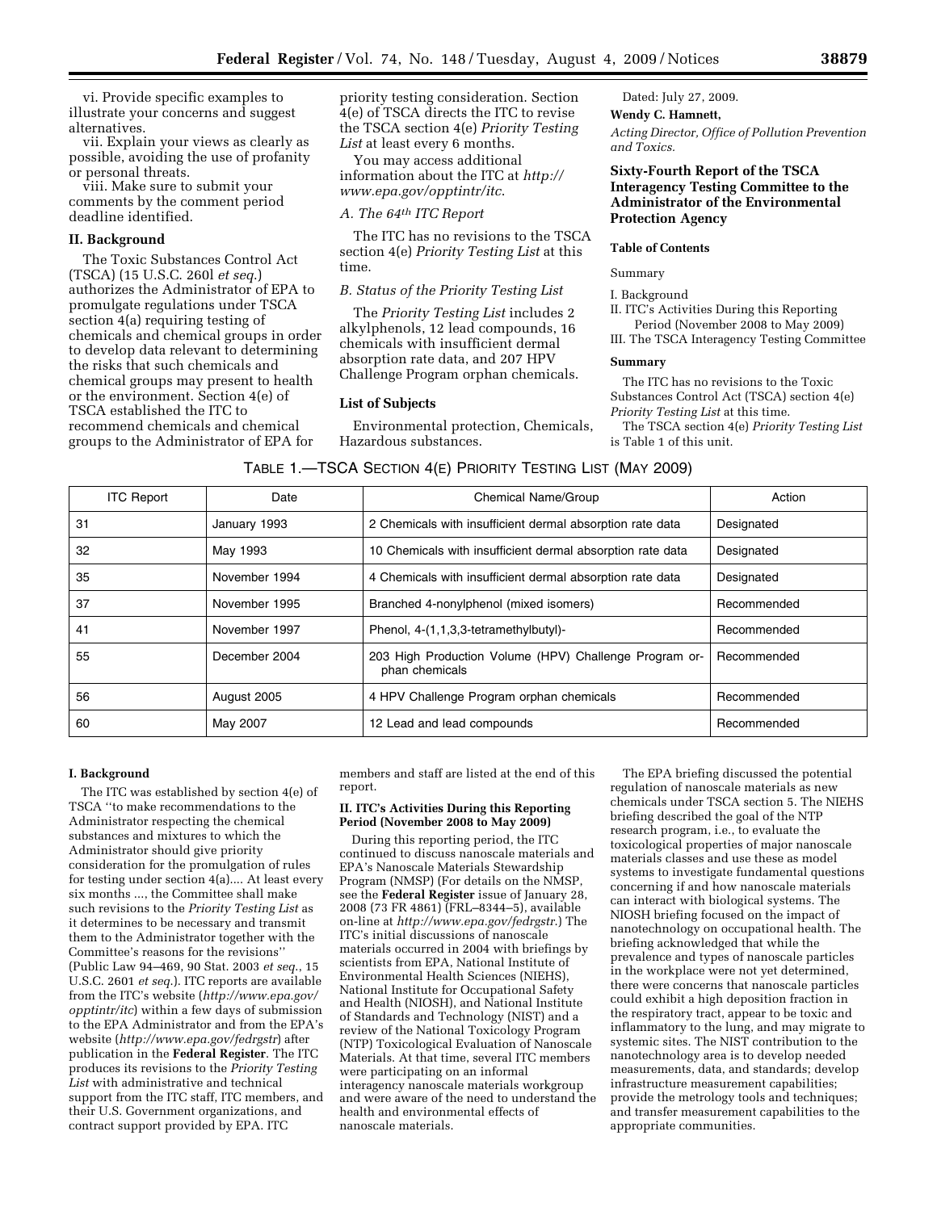vi. Provide specific examples to illustrate your concerns and suggest alternatives.

vii. Explain your views as clearly as possible, avoiding the use of profanity or personal threats.

viii. Make sure to submit your comments by the comment period deadline identified.

## II. Background

The Toxic Substances Control Act (TSCA) (15 U.S.C. 260l *et seq.*) authorizes the Administrator of EPA to promulgate regulations under TSCA section 4(a) requiring testing of chemicals and chemical groups in order to develop data relevant to determining the risks that such chemicals and chemical groups may present to health or the environment. Section 4(e) of TSCA established the ITC to recommend chemicals and chemical groups to the Administrator of EPA for priority testing consideration. Section 4(e) of TSCA directs the ITC to revise the TSCA section 4(e) *Priority Testing List* at least every 6 months.

You may access additional information about the ITC at *http://www.epa.gov/opptintr/itc*.

### *A. The 64th ITC Report*

The ITC has no revisions to the TSCA section 4(e) *Priority Testing List* at this time.

### *B. Status of the Priority Testing List*

The *Priority Testing List* includes 2 alkylphenols, 12 lead compounds, 16 chemicals with insufficient dermal absorption rate data, and 207 HPV Challenge Program orphan chemicals.

## List of Subjects

Environmental protection, Chemicals, Hazardous substances.

Dated: July 27, 2009.

**Wendy C. Hamnett,**

*Acting Director, Office of Pollution Prevention and Toxics.*

## Sixty-Fourth Report of the TSCA Interagency Testing Committee to the Administrator of the Environmental Protection Agency

### Table of Contents

Summary

I. Background

II. ITC's Activities During this Reporting Period (November 2008 to May 2009)

III. The TSCA Interagency Testing Committee

### Summary

The ITC has no revisions to the Toxic Substances Control Act (TSCA) section 4(e) *Priority Testing List* at this time.

The TSCA section 4(e) *Priority Testing List* is Table 1 of this unit.

TABLE 1.—TSCA SECTION 4(E) PRIORITY TESTING LIST (MAY 2009)

| ITC Report | Date | Chemical Name/Group | Action |
|---|---|---|---|
| 31 | January 1993 | 2 Chemicals with insufficient dermal absorption rate data | Designated |
| 32 | May 1993 | 10 Chemicals with insufficient dermal absorption rate data | Designated |
| 35 | November 1994 | 4 Chemicals with insufficient dermal absorption rate data | Designated |
| 37 | November 1995 | Branched 4-nonylphenol (mixed isomers) | Recommended |
| 41 | November 1997 | Phenol, 4-(1,1,3,3-tetramethylbutyl)- | Recommended |
| 55 | December 2004 | 203 High Production Volume (HPV) Challenge Program orphan chemicals | Recommended |
| 56 | August 2005 | 4 HPV Challenge Program orphan chemicals | Recommended |
| 60 | May 2007 | 12 Lead and lead compounds | Recommended |

### I. Background

The ITC was established by section 4(e) of TSCA ''to make recommendations to the Administrator respecting the chemical substances and mixtures to which the Administrator should give priority consideration for the promulgation of rules for testing under section 4(a).... At least every six months ..., the Committee shall make such revisions to the *Priority Testing List* as it determines to be necessary and transmit them to the Administrator together with the Committee's reasons for the revisions'' (Public Law 94–469, 90 Stat. 2003 *et seq.*, 15 U.S.C. 2601 *et seq.*). ITC reports are available from the ITC's website (*http://www.epa.gov/opptintr/itc*) within a few days of submission to the EPA Administrator and from the EPA's website (*http://www.epa.gov/fedrgstr*) after publication in the **Federal Register**. The ITC produces its revisions to the *Priority Testing List* with administrative and technical support from the ITC staff, ITC members, and their U.S. Government organizations, and contract support provided by EPA. ITC members and staff are listed at the end of this report.

### II. ITC's Activities During this Reporting Period (November 2008 to May 2009)

During this reporting period, the ITC continued to discuss nanoscale materials and EPA's Nanoscale Materials Stewardship Program (NMSP) (For details on the NMSP, see the **Federal Register** issue of January 28, 2008 (73 FR 4861) (FRL–8344–5), available on-line at *http://www.epa.gov/fedrgstr*.) The ITC's initial discussions of nanoscale materials occurred in 2004 with briefings by scientists from EPA, National Institute of Environmental Health Sciences (NIEHS), National Institute for Occupational Safety and Health (NIOSH), and National Institute of Standards and Technology (NIST) and a review of the National Toxicology Program (NTP) Toxicological Evaluation of Nanoscale Materials. At that time, several ITC members were participating on an informal interagency nanoscale materials workgroup and were aware of the need to understand the health and environmental effects of nanoscale materials.

The EPA briefing discussed the potential regulation of nanoscale materials as new chemicals under TSCA section 5. The NIEHS briefing described the goal of the NTP research program, i.e., to evaluate the toxicological properties of major nanoscale materials classes and use these as model systems to investigate fundamental questions concerning if and how nanoscale materials can interact with biological systems. The NIOSH briefing focused on the impact of nanotechnology on occupational health. The briefing acknowledged that while the prevalence and types of nanoscale particles in the workplace were not yet determined, there were concerns that nanoscale particles could exhibit a high deposition fraction in the respiratory tract, appear to be toxic and inflammatory to the lung, and may migrate to systemic sites. The NIST contribution to the nanotechnology area is to develop needed measurements, data, and standards; develop infrastructure measurement capabilities; provide the metrology tools and techniques; and transfer measurement capabilities to the appropriate communities.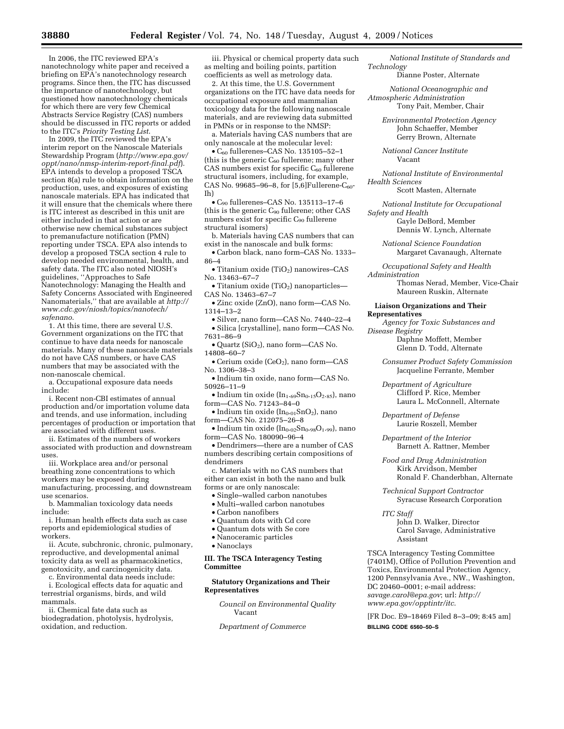In 2006, the ITC reviewed EPA's nanotechnology white paper and received a briefing on EPA's nanotechnology research programs. Since then, the ITC has discussed the importance of nanotechnology, but questioned how nanotechnology chemicals for which there are very few Chemical Abstracts Service Registry (CAS) numbers should be discussed in ITC reports or added to the ITC's *Priority Testing List*.

In 2009, the ITC reviewed the EPA's interim report on the Nanoscale Materials Stewardship Program (*http://www.epa.gov/oppt/nano/nmsp-interim-report-final.pdf*). EPA intends to develop a proposed TSCA section 8(a) rule to obtain information on the production, uses, and exposures of existing nanoscale materials. EPA has indicated that it will ensure that the chemicals where there is ITC interest as described in this unit are either included in that action or are otherwise new chemical substances subject to premanufacture notification (PMN) reporting under TSCA. EPA also intends to develop a proposed TSCA section 4 rule to develop needed environmental, health, and safety data. The ITC also noted NIOSH's guidelines, ''Approaches to Safe Nanotechnology: Managing the Health and Safety Concerns Associated with Engineered Nanomaterials,'' that are available at *http://www.cdc.gov/niosh/topics/nanotech/safenano*.

1. At this time, there are several U.S. Government organizations on the ITC that continue to have data needs for nanoscale materials. Many of these nanoscale materials do not have CAS numbers, or have CAS numbers that may be associated with the non-nanoscale chemical.

a. Occupational exposure data needs include:

i. Recent non-CBI estimates of annual production and/or importation volume data and trends, and use information, including percentages of production or importation that are associated with different uses.

ii. Estimates of the numbers of workers associated with production and downstream uses.

iii. Workplace area and/or personal breathing zone concentrations to which workers may be exposed during manufacturing, processing, and downstream use scenarios.

b. Mammalian toxicology data needs include:

i. Human health effects data such as case reports and epidemiological studies of workers.

ii. Acute, subchronic, chronic, pulmonary, reproductive, and developmental animal toxicity data as well as pharmacokinetics, genotoxicity, and carcinogenicity data.

c. Environmental data needs include:

i. Ecological effects data for aquatic and terrestrial organisms, birds, and wild mammals.

ii. Chemical fate data such as biodegradation, photolysis, hydrolysis, oxidation, and reduction.

iii. Physical or chemical property data such as melting and boiling points, partition coefficients as well as metrology data.

2. At this time, the U.S. Government organizations on the ITC have data needs for occupational exposure and mammalian toxicology data for the following nanoscale materials, and are reviewing data submitted in PMNs or in response to the NMSP:

a. Materials having CAS numbers that are only nanoscale at the molecular level:

- $C_{60}$ fullerenes–CAS No. 135105–52–1 (this is the generic $C_{60}$ fullerene; many other CAS numbers exist for specific $C_{60}$ fullerene structural isomers, including, for example, CAS No. 99685–96–8, for [5,6]Fullerene-$C_{60}$-Ih)
- $C_{90}$ fullerenes–CAS No. 135113–17–6 (this is the generic $C_{90}$ fullerene; other CAS numbers exist for specific $C_{90}$ fullerene structural isomers)

b. Materials having CAS numbers that can exist in the nanoscale and bulk forms:

- Carbon black, nano form–CAS No. 1333–86–4
- Titanium oxide ($TiO_2$) nanowires–CAS No. 13463–67–7
- Titanium oxide ($TiO_2$) nanoparticles—CAS No. 13463–67–7
- Zinc oxide (ZnO), nano form—CAS No. 1314–13–2
- Silver, nano form—CAS No. 7440–22–4
- Silica [crystalline], nano form—CAS No. 7631–86–9
- Quartz ($SiO_2$), nano form—CAS No. 14808–60–7
- Cerium oxide ($CeO_2$), nano form—CAS No. 1306–38–3
- Indium tin oxide, nano form—CAS No. 50926–11–9
- Indium tin oxide ($In_{1.69}Sn_{0.15}O_{2.85}$), nano form—CAS No. 71243–84–0
- Indium tin oxide ($In_{0.01}SnO_2$), nano form—CAS No. 212075–26–8
- Indium tin oxide ($In_{0.02}Sn_{0.98}O_{1.99}$), nano form—CAS No. 180090–96–4
- Dendrimers—there are a number of CAS numbers describing certain compositions of dendrimers

c. Materials with no CAS numbers that either can exist in both the nano and bulk forms or are only nanoscale:

- Single–walled carbon nanotubes
- Multi–walled carbon nanotubes
- Carbon nanofibers
- Quantum dots with Cd core
- Quantum dots with Se core
- Nanoceramic particles
- Nanoclays

## III. The TSCA Interagency Testing Committee

### Statutory Organizations and Their Representatives

*Council on Environmental Quality*
Vacant

*Department of Commerce*

*National Institute of Standards and Technology*
Dianne Poster, Alternate

*National Oceanographic and Atmospheric Administration*
Tony Pait, Member, Chair

*Environmental Protection Agency*
John Schaeffer, Member
Gerry Brown, Alternate

*National Cancer Institute*
Vacant

*National Institute of Environmental Health Sciences*
Scott Masten, Alternate

*National Institute for Occupational Safety and Health*
Gayle DeBord, Member
Dennis W. Lynch, Alternate

*National Science Foundation*
Margaret Cavanaugh, Alternate

*Occupational Safety and Health Administration*
Thomas Nerad, Member, Vice-Chair
Maureen Ruskin, Alternate

### Liaison Organizations and Their Representatives

*Agency for Toxic Substances and Disease Registry*
Daphne Moffett, Member
Glenn D. Todd, Alternate

*Consumer Product Safety Commission*
Jacqueline Ferrante, Member

*Department of Agriculture*
Clifford P. Rice, Member
Laura L. McConnell, Alternate

*Department of Defense*
Laurie Roszell, Member

*Department of the Interior*
Barnett A. Rattner, Member

*Food and Drug Administration*
Kirk Arvidson, Member
Ronald F. Chanderbhan, Alternate

*Technical Support Contractor*
Syracuse Research Corporation

*ITC Staff*
John D. Walker, Director
Carol Savage, Administrative Assistant

TSCA Interagency Testing Committee (7401M), Office of Pollution Prevention and Toxics, Environmental Protection Agency, 1200 Pennsylvania Ave., NW., Washington, DC 20460–0001; e-mail address: *savage.carol@epa.gov*; url: *http://www.epa.gov/opptintr/itc*.

[FR Doc. E9–18469 Filed 8–3–09; 8:45 am]

**BILLING CODE 6560–50–S**